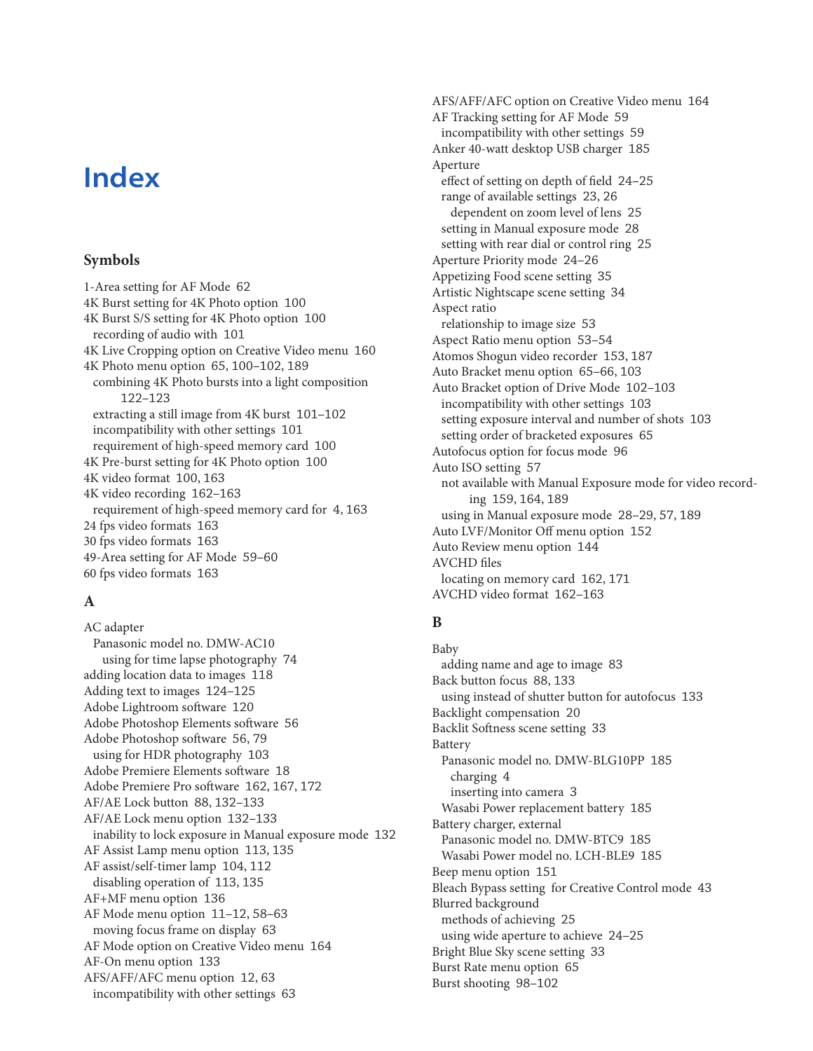# Index

## Symbols

1-Area setting for AF Mode 62
4K Burst setting for 4K Photo option 100
4K Burst S/S setting for 4K Photo option 100
  recording of audio with 101
4K Live Cropping option on Creative Video menu 160
4K Photo menu option 65, 100–102, 189
  combining 4K Photo bursts into a light composition 122–123
  extracting a still image from 4K burst 101–102
  incompatibility with other settings 101
  requirement of high-speed memory card 100
4K Pre-burst setting for 4K Photo option 100
4K video format 100, 163
4K video recording 162–163
  requirement of high-speed memory card for 4, 163
24 fps video formats 163
30 fps video formats 163
49-Area setting for AF Mode 59–60
60 fps video formats 163

## A

AC adapter
  Panasonic model no. DMW-AC10
    using for time lapse photography 74
adding location data to images 118
Adding text to images 124–125
Adobe Lightroom software 120
Adobe Photoshop Elements software 56
Adobe Photoshop software 56, 79
  using for HDR photography 103
Adobe Premiere Elements software 18
Adobe Premiere Pro software 162, 167, 172
AF/AE Lock button 88, 132–133
AF/AE Lock menu option 132–133
  inability to lock exposure in Manual exposure mode 132
AF Assist Lamp menu option 113, 135
AF assist/self-timer lamp 104, 112
  disabling operation of 113, 135
AF+MF menu option 136
AF Mode menu option 11–12, 58–63
  moving focus frame on display 63
AF Mode option on Creative Video menu 164
AF-On menu option 133
AFS/AFF/AFC menu option 12, 63
  incompatibility with other settings 63
AFS/AFF/AFC option on Creative Video menu 164
AF Tracking setting for AF Mode 59
  incompatibility with other settings 59
Anker 40-watt desktop USB charger 185
Aperture
  effect of setting on depth of field 24–25
  range of available settings 23, 26
    dependent on zoom level of lens 25
  setting in Manual exposure mode 28
  setting with rear dial or control ring 25
Aperture Priority mode 24–26
Appetizing Food scene setting 35
Artistic Nightscape scene setting 34
Aspect ratio
  relationship to image size 53
Aspect Ratio menu option 53–54
Atomos Shogun video recorder 153, 187
Auto Bracket menu option 65–66, 103
Auto Bracket option of Drive Mode 102–103
  incompatibility with other settings 103
  setting exposure interval and number of shots 103
  setting order of bracketed exposures 65
Autofocus option for focus mode 96
Auto ISO setting 57
  not available with Manual Exposure mode for video recording 159, 164, 189
  using in Manual exposure mode 28–29, 57, 189
Auto LVF/Monitor Off menu option 152
Auto Review menu option 144
AVCHD files
  locating on memory card 162, 171
AVCHD video format 162–163

## B

Baby
  adding name and age to image 83
Back button focus 88, 133
  using instead of shutter button for autofocus 133
Backlight compensation 20
Backlit Softness scene setting 33
Battery
  Panasonic model no. DMW-BLG10PP 185
    charging 4
    inserting into camera 3
  Wasabi Power replacement battery 185
Battery charger, external
  Panasonic model no. DMW-BTC9 185
  Wasabi Power model no. LCH-BLE9 185
Beep menu option 151
Bleach Bypass setting for Creative Control mode 43
Blurred background
  methods of achieving 25
  using wide aperture to achieve 24–25
Bright Blue Sky scene setting 33
Burst Rate menu option 65
Burst shooting 98–102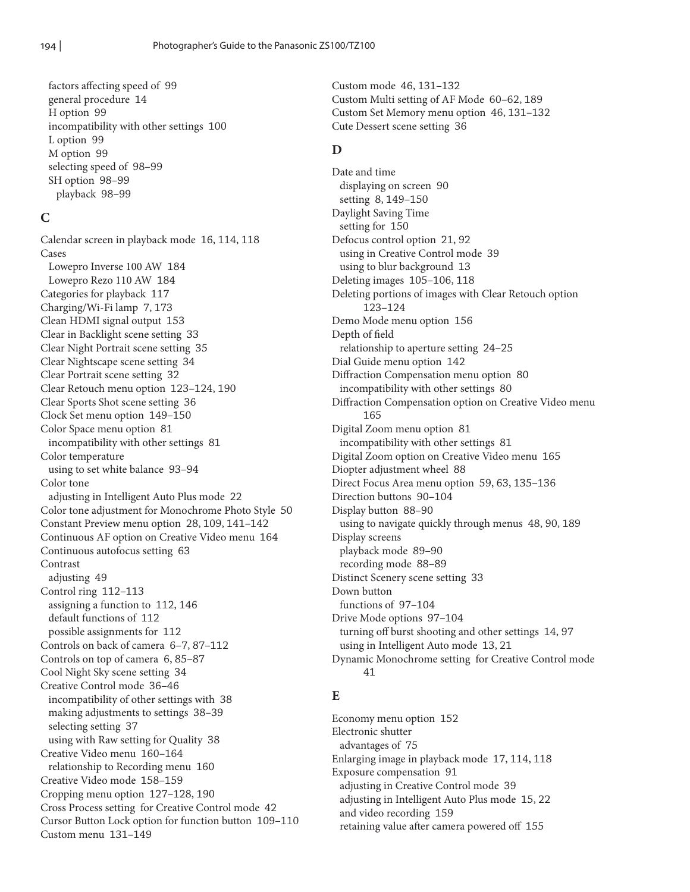factors affecting speed of 99
general procedure 14
H option 99
incompatibility with other settings 100
L option 99
M option 99
selecting speed of 98–99
SH option 98–99
playback 98–99

## C

Calendar screen in playback mode 16, 114, 118
Cases
Lowepro Inverse 100 AW 184
Lowepro Rezo 110 AW 184
Categories for playback 117
Charging/Wi-Fi lamp 7, 173
Clean HDMI signal output 153
Clear in Backlight scene setting 33
Clear Night Portrait scene setting 35
Clear Nightscape scene setting 34
Clear Portrait scene setting 32
Clear Retouch menu option 123–124, 190
Clear Sports Shot scene setting 36
Clock Set menu option 149–150
Color Space menu option 81
incompatibility with other settings 81
Color temperature
using to set white balance 93–94
Color tone
adjusting in Intelligent Auto Plus mode 22
Color tone adjustment for Monochrome Photo Style 50
Constant Preview menu option 28, 109, 141–142
Continuous AF option on Creative Video menu 164
Continuous autofocus setting 63
Contrast
adjusting 49
Control ring 112–113
assigning a function to 112, 146
default functions of 112
possible assignments for 112
Controls on back of camera 6–7, 87–112
Controls on top of camera 6, 85–87
Cool Night Sky scene setting 34
Creative Control mode 36–46
incompatibility of other settings with 38
making adjustments to settings 38–39
selecting setting 37
using with Raw setting for Quality 38
Creative Video menu 160–164
relationship to Recording menu 160
Creative Video mode 158–159
Cropping menu option 127–128, 190
Cross Process setting for Creative Control mode 42
Cursor Button Lock option for function button 109–110
Custom menu 131–149
Custom mode 46, 131–132
Custom Multi setting of AF Mode 60–62, 189
Custom Set Memory menu option 46, 131–132
Cute Dessert scene setting 36

## D

Date and time
displaying on screen 90
setting 8, 149–150
Daylight Saving Time
setting for 150
Defocus control option 21, 92
using in Creative Control mode 39
using to blur background 13
Deleting images 105–106, 118
Deleting portions of images with Clear Retouch option 123–124
Demo Mode menu option 156
Depth of field
relationship to aperture setting 24–25
Dial Guide menu option 142
Diffraction Compensation menu option 80
incompatibility with other settings 80
Diffraction Compensation option on Creative Video menu 165
Digital Zoom menu option 81
incompatibility with other settings 81
Digital Zoom option on Creative Video menu 165
Diopter adjustment wheel 88
Direct Focus Area menu option 59, 63, 135–136
Direction buttons 90–104
Display button 88–90
using to navigate quickly through menus 48, 90, 189
Display screens
playback mode 89–90
recording mode 88–89
Distinct Scenery scene setting 33
Down button
functions of 97–104
Drive Mode options 97–104
turning off burst shooting and other settings 14, 97
using in Intelligent Auto mode 13, 21
Dynamic Monochrome setting for Creative Control mode 41

## E

Economy menu option 152
Electronic shutter
advantages of 75
Enlarging image in playback mode 17, 114, 118
Exposure compensation 91
adjusting in Creative Control mode 39
adjusting in Intelligent Auto Plus mode 15, 22
and video recording 159
retaining value after camera powered off 155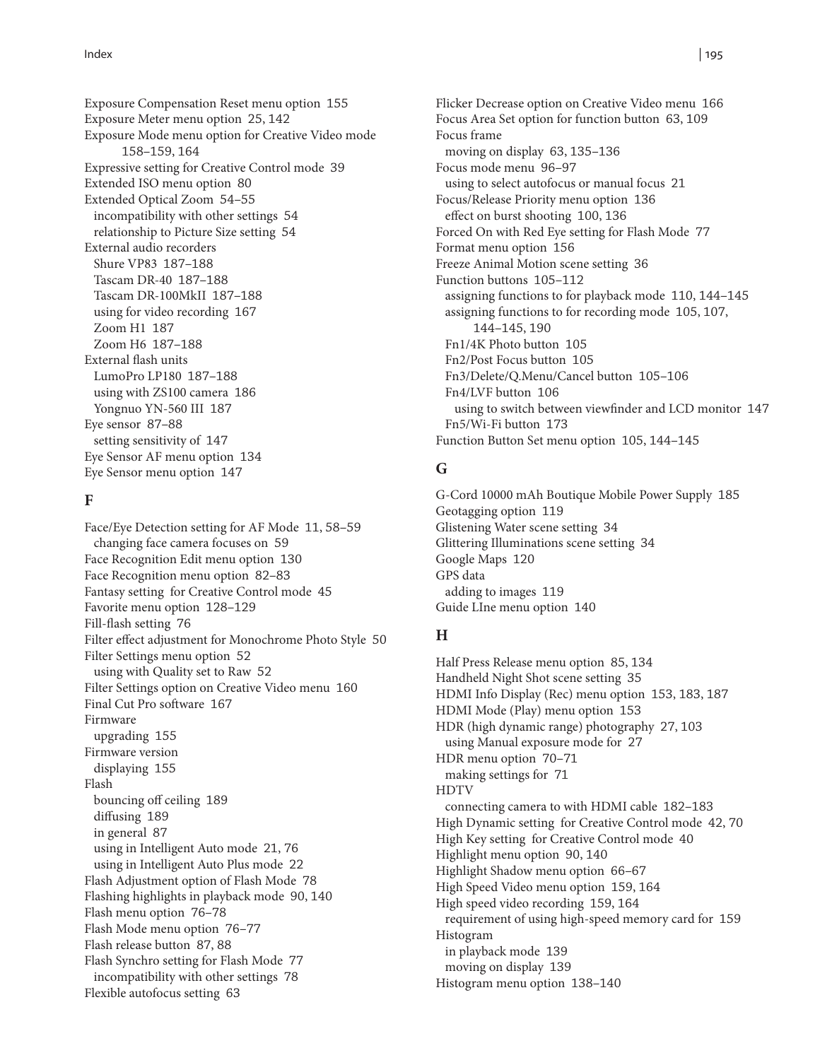Exposure Compensation Reset menu option 155
Exposure Meter menu option 25, 142
Exposure Mode menu option for Creative Video mode 158–159, 164
Expressive setting for Creative Control mode 39
Extended ISO menu option 80
Extended Optical Zoom 54–55
  incompatibility with other settings 54
  relationship to Picture Size setting 54
External audio recorders
  Shure VP83 187–188
  Tascam DR-40 187–188
  Tascam DR-100MkII 187–188
  using for video recording 167
  Zoom H1 187
  Zoom H6 187–188
External flash units
  LumoPro LP180 187–188
  using with ZS100 camera 186
  Yongnuo YN-560 III 187
Eye sensor 87–88
  setting sensitivity of 147
Eye Sensor AF menu option 134
Eye Sensor menu option 147

## F

Face/Eye Detection setting for AF Mode 11, 58–59
  changing face camera focuses on 59
Face Recognition Edit menu option 130
Face Recognition menu option 82–83
Fantasy setting for Creative Control mode 45
Favorite menu option 128–129
Fill-flash setting 76
Filter effect adjustment for Monochrome Photo Style 50
Filter Settings menu option 52
  using with Quality set to Raw 52
Filter Settings option on Creative Video menu 160
Final Cut Pro software 167
Firmware
  upgrading 155
Firmware version
  displaying 155
Flash
  bouncing off ceiling 189
  diffusing 189
  in general 87
  using in Intelligent Auto mode 21, 76
  using in Intelligent Auto Plus mode 22
Flash Adjustment option of Flash Mode 78
Flashing highlights in playback mode 90, 140
Flash menu option 76–78
Flash Mode menu option 76–77
Flash release button 87, 88
Flash Synchro setting for Flash Mode 77
  incompatibility with other settings 78
Flexible autofocus setting 63
Flicker Decrease option on Creative Video menu 166
Focus Area Set option for function button 63, 109
Focus frame
  moving on display 63, 135–136
Focus mode menu 96–97
  using to select autofocus or manual focus 21
Focus/Release Priority menu option 136
  effect on burst shooting 100, 136
Forced On with Red Eye setting for Flash Mode 77
Format menu option 156
Freeze Animal Motion scene setting 36
Function buttons 105–112
  assigning functions to for playback mode 110, 144–145
  assigning functions to for recording mode 105, 107, 144–145, 190
  Fn1/4K Photo button 105
  Fn2/Post Focus button 105
  Fn3/Delete/Q.Menu/Cancel button 105–106
  Fn4/LVF button 106
    using to switch between viewfinder and LCD monitor 147
  Fn5/Wi-Fi button 173
Function Button Set menu option 105, 144–145

## G

G-Cord 10000 mAh Boutique Mobile Power Supply 185
Geotagging option 119
Glistening Water scene setting 34
Glittering Illuminations scene setting 34
Google Maps 120
GPS data
  adding to images 119
Guide LIne menu option 140

## H

Half Press Release menu option 85, 134
Handheld Night Shot scene setting 35
HDMI Info Display (Rec) menu option 153, 183, 187
HDMI Mode (Play) menu option 153
HDR (high dynamic range) photography 27, 103
  using Manual exposure mode for 27
HDR menu option 70–71
  making settings for 71
HDTV
  connecting camera to with HDMI cable 182–183
High Dynamic setting for Creative Control mode 42, 70
High Key setting for Creative Control mode 40
Highlight menu option 90, 140
Highlight Shadow menu option 66–67
High Speed Video menu option 159, 164
High speed video recording 159, 164
  requirement of using high-speed memory card for 159
Histogram
  in playback mode 139
  moving on display 139
Histogram menu option 138–140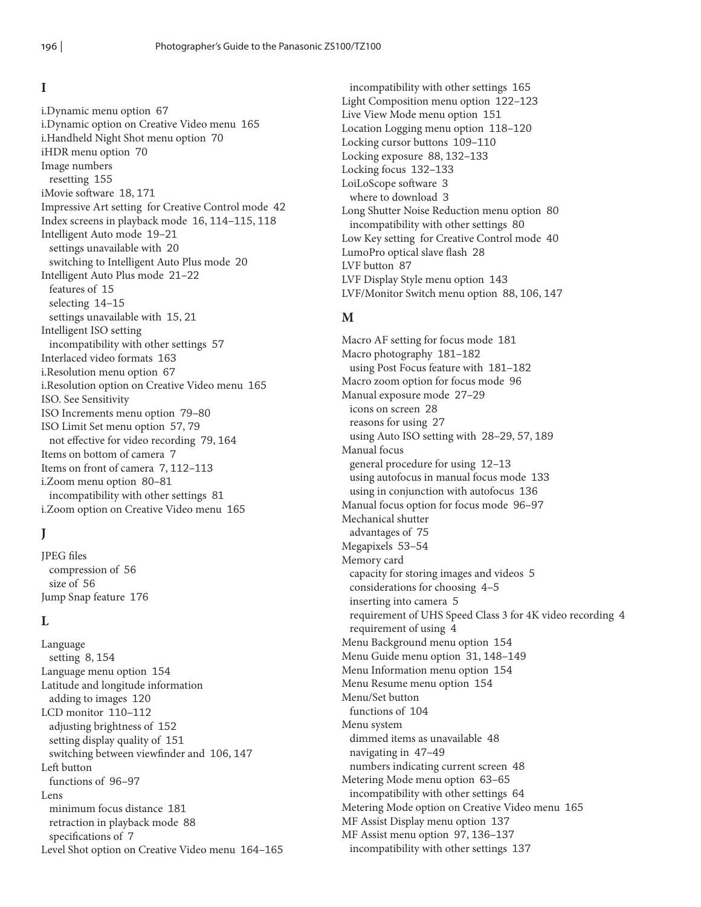## I

i.Dynamic menu option 67
i.Dynamic option on Creative Video menu 165
i.Handheld Night Shot menu option 70
iHDR menu option 70
Image numbers
  resetting 155
iMovie software 18, 171
Impressive Art setting for Creative Control mode 42
Index screens in playback mode 16, 114–115, 118
Intelligent Auto mode 19–21
  settings unavailable with 20
  switching to Intelligent Auto Plus mode 20
Intelligent Auto Plus mode 21–22
  features of 15
  selecting 14–15
  settings unavailable with 15, 21
Intelligent ISO setting
  incompatibility with other settings 57
Interlaced video formats 163
i.Resolution menu option 67
i.Resolution option on Creative Video menu 165
ISO. See Sensitivity
ISO Increments menu option 79–80
ISO Limit Set menu option 57, 79
  not effective for video recording 79, 164
Items on bottom of camera 7
Items on front of camera 7, 112–113
i.Zoom menu option 80–81
  incompatibility with other settings 81
i.Zoom option on Creative Video menu 165

## J

JPEG files
  compression of 56
  size of 56
Jump Snap feature 176

## L

Language
  setting 8, 154
Language menu option 154
Latitude and longitude information
  adding to images 120
LCD monitor 110–112
  adjusting brightness of 152
  setting display quality of 151
  switching between viewfinder and 106, 147
Left button
  functions of 96–97
Lens
  minimum focus distance 181
  retraction in playback mode 88
  specifications of 7
Level Shot option on Creative Video menu 164–165
  incompatibility with other settings 165
Light Composition menu option 122–123
Live View Mode menu option 151
Location Logging menu option 118–120
Locking cursor buttons 109–110
Locking exposure 88, 132–133
Locking focus 132–133
LoiLoScope software 3
  where to download 3
Long Shutter Noise Reduction menu option 80
  incompatibility with other settings 80
Low Key setting for Creative Control mode 40
LumoPro optical slave flash 28
LVF button 87
LVF Display Style menu option 143
LVF/Monitor Switch menu option 88, 106, 147

## M

Macro AF setting for focus mode 181
Macro photography 181–182
  using Post Focus feature with 181–182
Macro zoom option for focus mode 96
Manual exposure mode 27–29
  icons on screen 28
  reasons for using 27
  using Auto ISO setting with 28–29, 57, 189
Manual focus
  general procedure for using 12–13
  using autofocus in manual focus mode 133
  using in conjunction with autofocus 136
Manual focus option for focus mode 96–97
Mechanical shutter
  advantages of 75
Megapixels 53–54
Memory card
  capacity for storing images and videos 5
  considerations for choosing 4–5
  inserting into camera 5
  requirement of UHS Speed Class 3 for 4K video recording 4
  requirement of using 4
Menu Background menu option 154
Menu Guide menu option 31, 148–149
Menu Information menu option 154
Menu Resume menu option 154
Menu/Set button
  functions of 104
Menu system
  dimmed items as unavailable 48
  navigating in 47–49
  numbers indicating current screen 48
Metering Mode menu option 63–65
  incompatibility with other settings 64
Metering Mode option on Creative Video menu 165
MF Assist Display menu option 137
MF Assist menu option 97, 136–137
  incompatibility with other settings 137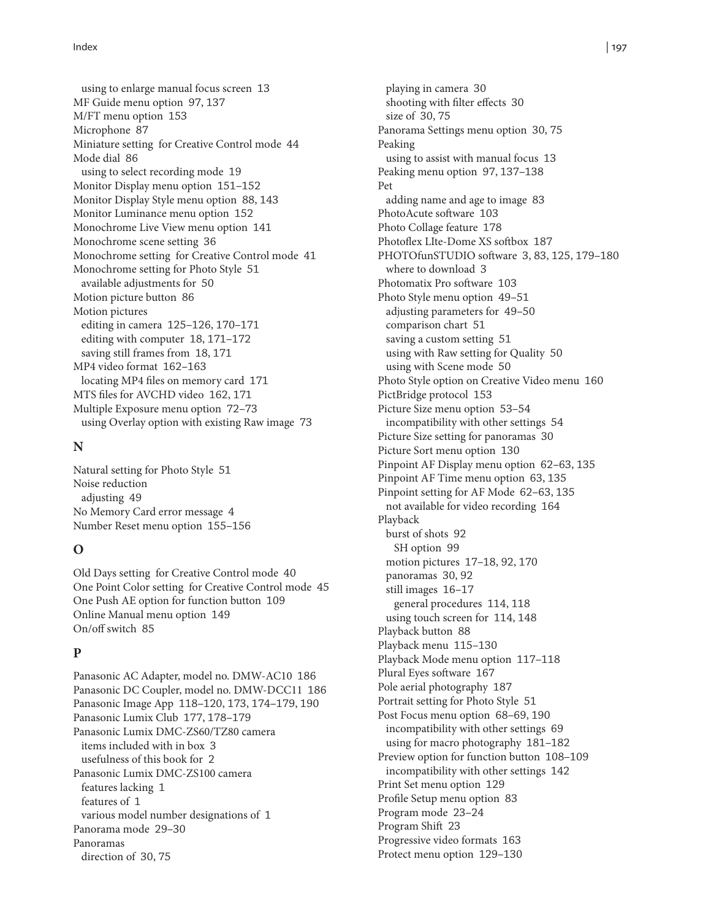using to enlarge manual focus screen 13
MF Guide menu option 97, 137
M/FT menu option 153
Microphone 87
Miniature setting for Creative Control mode 44
Mode dial 86
using to select recording mode 19
Monitor Display menu option 151–152
Monitor Display Style menu option 88, 143
Monitor Luminance menu option 152
Monochrome Live View menu option 141
Monochrome scene setting 36
Monochrome setting for Creative Control mode 41
Monochrome setting for Photo Style 51
available adjustments for 50
Motion picture button 86
Motion pictures
editing in camera 125–126, 170–171
editing with computer 18, 171–172
saving still frames from 18, 171
MP4 video format 162–163
locating MP4 files on memory card 171
MTS files for AVCHD video 162, 171
Multiple Exposure menu option 72–73
using Overlay option with existing Raw image 73

## N

Natural setting for Photo Style 51
Noise reduction
adjusting 49
No Memory Card error message 4
Number Reset menu option 155–156

## O

Old Days setting for Creative Control mode 40
One Point Color setting for Creative Control mode 45
One Push AE option for function button 109
Online Manual menu option 149
On/off switch 85

## P

Panasonic AC Adapter, model no. DMW-AC10 186
Panasonic DC Coupler, model no. DMW-DCC11 186
Panasonic Image App 118–120, 173, 174–179, 190
Panasonic Lumix Club 177, 178–179
Panasonic Lumix DMC-ZS60/TZ80 camera
items included with in box 3
usefulness of this book for 2
Panasonic Lumix DMC-ZS100 camera
features lacking 1
features of 1
various model number designations of 1
Panorama mode 29–30
Panoramas
direction of 30, 75
playing in camera 30
shooting with filter effects 30
size of 30, 75
Panorama Settings menu option 30, 75
Peaking
using to assist with manual focus 13
Peaking menu option 97, 137–138
Pet
adding name and age to image 83
PhotoAcute software 103
Photo Collage feature 178
Photoflex LIte-Dome XS softbox 187
PHOTOfunSTUDIO software 3, 83, 125, 179–180
where to download 3
Photomatix Pro software 103
Photo Style menu option 49–51
adjusting parameters for 49–50
comparison chart 51
saving a custom setting 51
using with Raw setting for Quality 50
using with Scene mode 50
Photo Style option on Creative Video menu 160
PictBridge protocol 153
Picture Size menu option 53–54
incompatibility with other settings 54
Picture Size setting for panoramas 30
Picture Sort menu option 130
Pinpoint AF Display menu option 62–63, 135
Pinpoint AF Time menu option 63, 135
Pinpoint setting for AF Mode 62–63, 135
not available for video recording 164
Playback
burst of shots 92
SH option 99
motion pictures 17–18, 92, 170
panoramas 30, 92
still images 16–17
general procedures 114, 118
using touch screen for 114, 148
Playback button 88
Playback menu 115–130
Playback Mode menu option 117–118
Plural Eyes software 167
Pole aerial photography 187
Portrait setting for Photo Style 51
Post Focus menu option 68–69, 190
incompatibility with other settings 69
using for macro photography 181–182
Preview option for function button 108–109
incompatibility with other settings 142
Print Set menu option 129
Profile Setup menu option 83
Program mode 23–24
Program Shift 23
Progressive video formats 163
Protect menu option 129–130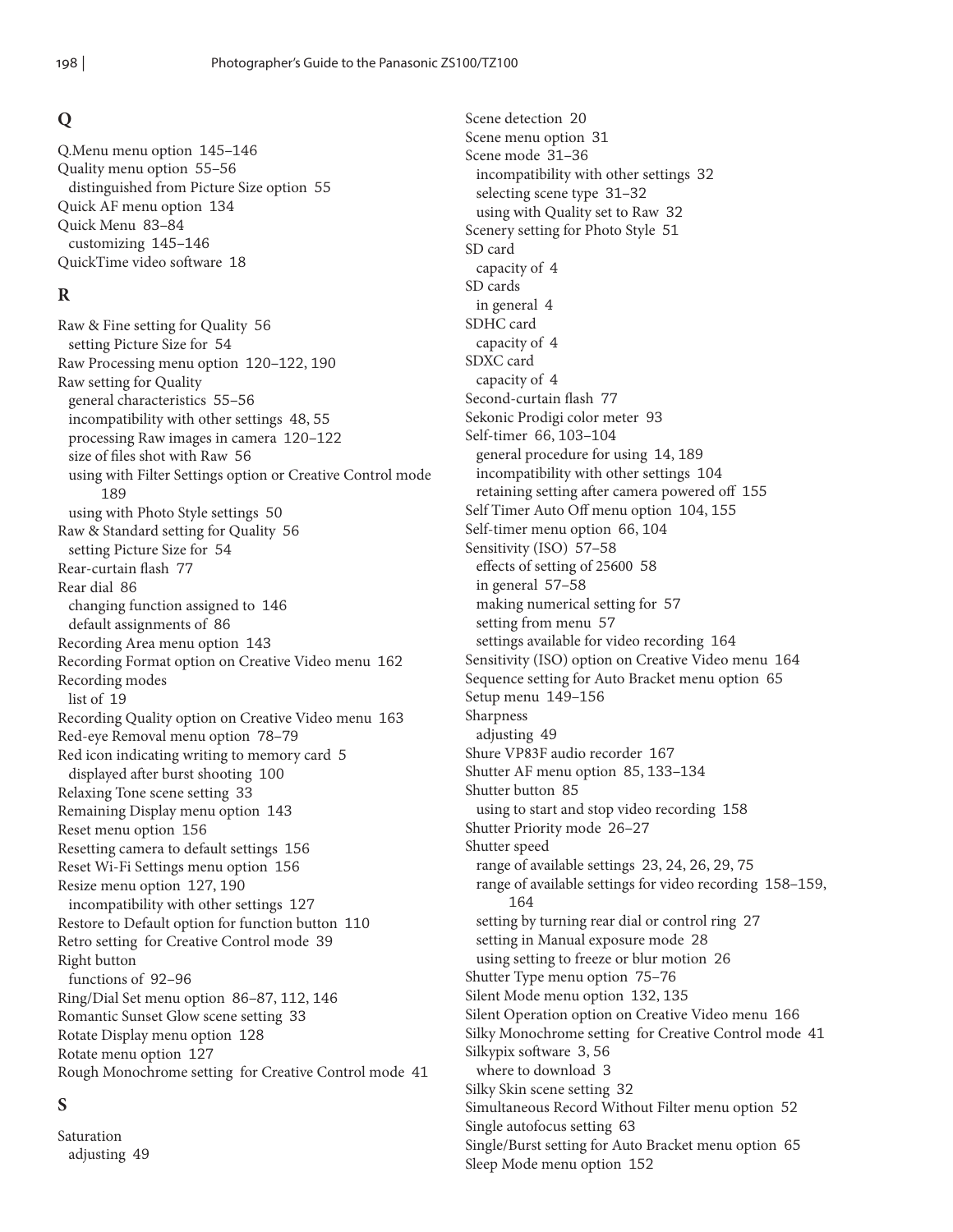## Q

Q.Menu menu option 145–146
Quality menu option 55–56
  distinguished from Picture Size option 55
Quick AF menu option 134
Quick Menu 83–84
  customizing 145–146
QuickTime video software 18

## R

Raw & Fine setting for Quality 56
  setting Picture Size for 54
Raw Processing menu option 120–122, 190
Raw setting for Quality
  general characteristics 55–56
  incompatibility with other settings 48, 55
  processing Raw images in camera 120–122
  size of files shot with Raw 56
  using with Filter Settings option or Creative Control mode 189
  using with Photo Style settings 50
Raw & Standard setting for Quality 56
  setting Picture Size for 54
Rear-curtain flash 77
Rear dial 86
  changing function assigned to 146
  default assignments of 86
Recording Area menu option 143
Recording Format option on Creative Video menu 162
Recording modes
  list of 19
Recording Quality option on Creative Video menu 163
Red-eye Removal menu option 78–79
Red icon indicating writing to memory card 5
  displayed after burst shooting 100
Relaxing Tone scene setting 33
Remaining Display menu option 143
Reset menu option 156
Resetting camera to default settings 156
Reset Wi-Fi Settings menu option 156
Resize menu option 127, 190
  incompatibility with other settings 127
Restore to Default option for function button 110
Retro setting for Creative Control mode 39
Right button
  functions of 92–96
Ring/Dial Set menu option 86–87, 112, 146
Romantic Sunset Glow scene setting 33
Rotate Display menu option 128
Rotate menu option 127
Rough Monochrome setting for Creative Control mode 41

## S

Saturation
  adjusting 49
Scene detection 20
Scene menu option 31
Scene mode 31–36
  incompatibility with other settings 32
  selecting scene type 31–32
  using with Quality set to Raw 32
Scenery setting for Photo Style 51
SD card
  capacity of 4
SD cards
  in general 4
SDHC card
  capacity of 4
SDXC card
  capacity of 4
Second-curtain flash 77
Sekonic Prodigi color meter 93
Self-timer 66, 103–104
  general procedure for using 14, 189
  incompatibility with other settings 104
  retaining setting after camera powered off 155
Self Timer Auto Off menu option 104, 155
Self-timer menu option 66, 104
Sensitivity (ISO) 57–58
  effects of setting of 25600 58
  in general 57–58
  making numerical setting for 57
  setting from menu 57
  settings available for video recording 164
Sensitivity (ISO) option on Creative Video menu 164
Sequence setting for Auto Bracket menu option 65
Setup menu 149–156
Sharpness
  adjusting 49
Shure VP83F audio recorder 167
Shutter AF menu option 85, 133–134
Shutter button 85
  using to start and stop video recording 158
Shutter Priority mode 26–27
Shutter speed
  range of available settings 23, 24, 26, 29, 75
  range of available settings for video recording 158–159, 164
  setting by turning rear dial or control ring 27
  setting in Manual exposure mode 28
  using setting to freeze or blur motion 26
Shutter Type menu option 75–76
Silent Mode menu option 132, 135
Silent Operation option on Creative Video menu 166
Silky Monochrome setting for Creative Control mode 41
Silkypix software 3, 56
  where to download 3
Silky Skin scene setting 32
Simultaneous Record Without Filter menu option 52
Single autofocus setting 63
Single/Burst setting for Auto Bracket menu option 65
Sleep Mode menu option 152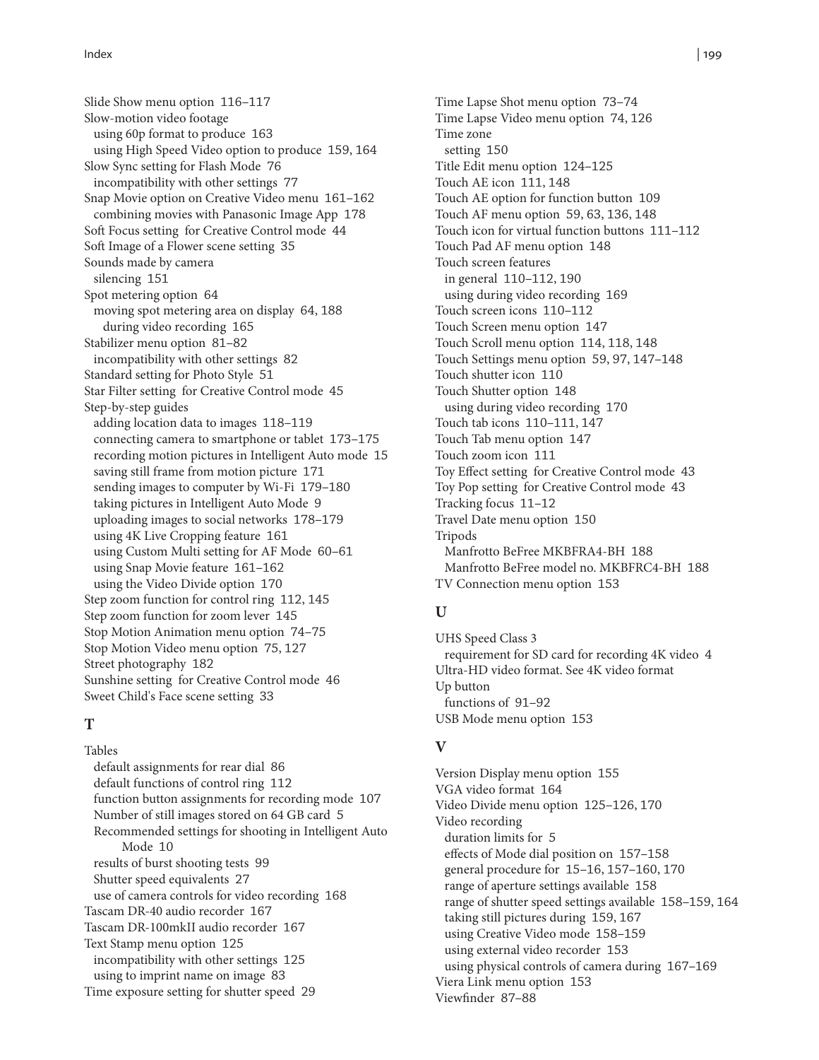Slide Show menu option 116–117
Slow-motion video footage
  using 60p format to produce 163
  using High Speed Video option to produce 159, 164
Slow Sync setting for Flash Mode 76
  incompatibility with other settings 77
Snap Movie option on Creative Video menu 161–162
  combining movies with Panasonic Image App 178
Soft Focus setting for Creative Control mode 44
Soft Image of a Flower scene setting 35
Sounds made by camera
  silencing 151
Spot metering option 64
  moving spot metering area on display 64, 188
    during video recording 165
Stabilizer menu option 81–82
  incompatibility with other settings 82
Standard setting for Photo Style 51
Star Filter setting for Creative Control mode 45
Step-by-step guides
  adding location data to images 118–119
  connecting camera to smartphone or tablet 173–175
  recording motion pictures in Intelligent Auto mode 15
  saving still frame from motion picture 171
  sending images to computer by Wi-Fi 179–180
  taking pictures in Intelligent Auto Mode 9
  uploading images to social networks 178–179
  using 4K Live Cropping feature 161
  using Custom Multi setting for AF Mode 60–61
  using Snap Movie feature 161–162
  using the Video Divide option 170
Step zoom function for control ring 112, 145
Step zoom function for zoom lever 145
Stop Motion Animation menu option 74–75
Stop Motion Video menu option 75, 127
Street photography 182
Sunshine setting for Creative Control mode 46
Sweet Child's Face scene setting 33

## T

Tables
  default assignments for rear dial 86
  default functions of control ring 112
  function button assignments for recording mode 107
  Number of still images stored on 64 GB card 5
  Recommended settings for shooting in Intelligent Auto Mode 10
  results of burst shooting tests 99
  Shutter speed equivalents 27
  use of camera controls for video recording 168
Tascam DR-40 audio recorder 167
Tascam DR-100mkII audio recorder 167
Text Stamp menu option 125
  incompatibility with other settings 125
  using to imprint name on image 83
Time exposure setting for shutter speed 29
Time Lapse Shot menu option 73–74
Time Lapse Video menu option 74, 126
Time zone
  setting 150
Title Edit menu option 124–125
Touch AE icon 111, 148
Touch AE option for function button 109
Touch AF menu option 59, 63, 136, 148
Touch icon for virtual function buttons 111–112
Touch Pad AF menu option 148
Touch screen features
  in general 110–112, 190
  using during video recording 169
Touch screen icons 110–112
Touch Screen menu option 147
Touch Scroll menu option 114, 118, 148
Touch Settings menu option 59, 97, 147–148
Touch shutter icon 110
Touch Shutter option 148
  using during video recording 170
Touch tab icons 110–111, 147
Touch Tab menu option 147
Touch zoom icon 111
Toy Effect setting for Creative Control mode 43
Toy Pop setting for Creative Control mode 43
Tracking focus 11–12
Travel Date menu option 150
Tripods
  Manfrotto BeFree MKBFRA4-BH 188
  Manfrotto BeFree model no. MKBFRC4-BH 188
TV Connection menu option 153

## U

UHS Speed Class 3
  requirement for SD card for recording 4K video 4
Ultra-HD video format. See 4K video format
Up button
  functions of 91–92
USB Mode menu option 153

## V

Version Display menu option 155
VGA video format 164
Video Divide menu option 125–126, 170
Video recording
  duration limits for 5
  effects of Mode dial position on 157–158
  general procedure for 15–16, 157–160, 170
  range of aperture settings available 158
  range of shutter speed settings available 158–159, 164
  taking still pictures during 159, 167
  using Creative Video mode 158–159
  using external video recorder 153
  using physical controls of camera during 167–169
Viera Link menu option 153
Viewfinder 87–88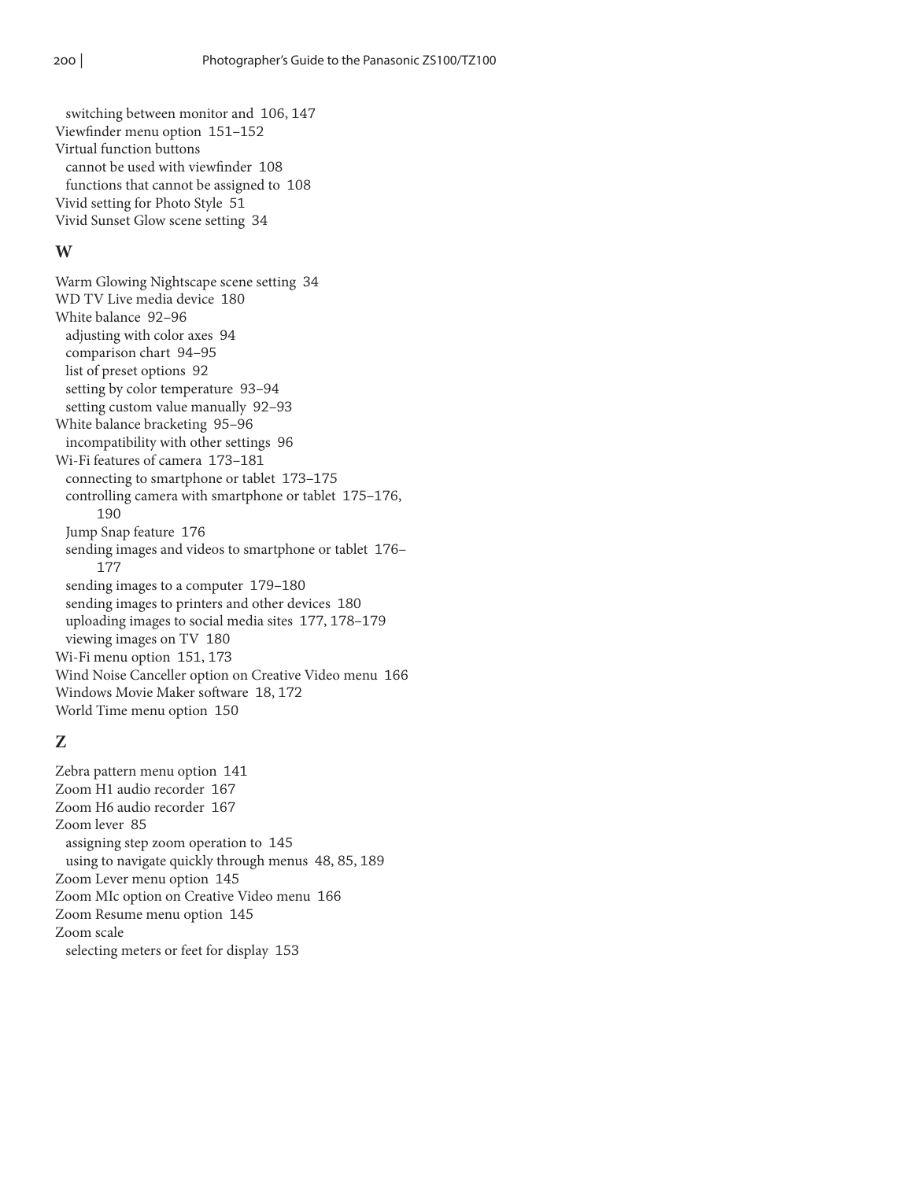switching between monitor and 106, 147
Viewfinder menu option 151–152
Virtual function buttons
cannot be used with viewfinder 108
functions that cannot be assigned to 108
Vivid setting for Photo Style 51
Vivid Sunset Glow scene setting 34

## W

Warm Glowing Nightscape scene setting 34
WD TV Live media device 180
White balance 92–96
adjusting with color axes 94
comparison chart 94–95
list of preset options 92
setting by color temperature 93–94
setting custom value manually 92–93
White balance bracketing 95–96
incompatibility with other settings 96
Wi-Fi features of camera 173–181
connecting to smartphone or tablet 173–175
controlling camera with smartphone or tablet 175–176, 190
Jump Snap feature 176
sending images and videos to smartphone or tablet 176–177
sending images to a computer 179–180
sending images to printers and other devices 180
uploading images to social media sites 177, 178–179
viewing images on TV 180
Wi-Fi menu option 151, 173
Wind Noise Canceller option on Creative Video menu 166
Windows Movie Maker software 18, 172
World Time menu option 150

## Z

Zebra pattern menu option 141
Zoom H1 audio recorder 167
Zoom H6 audio recorder 167
Zoom lever 85
assigning step zoom operation to 145
using to navigate quickly through menus 48, 85, 189
Zoom Lever menu option 145
Zoom MIc option on Creative Video menu 166
Zoom Resume menu option 145
Zoom scale
selecting meters or feet for display 153